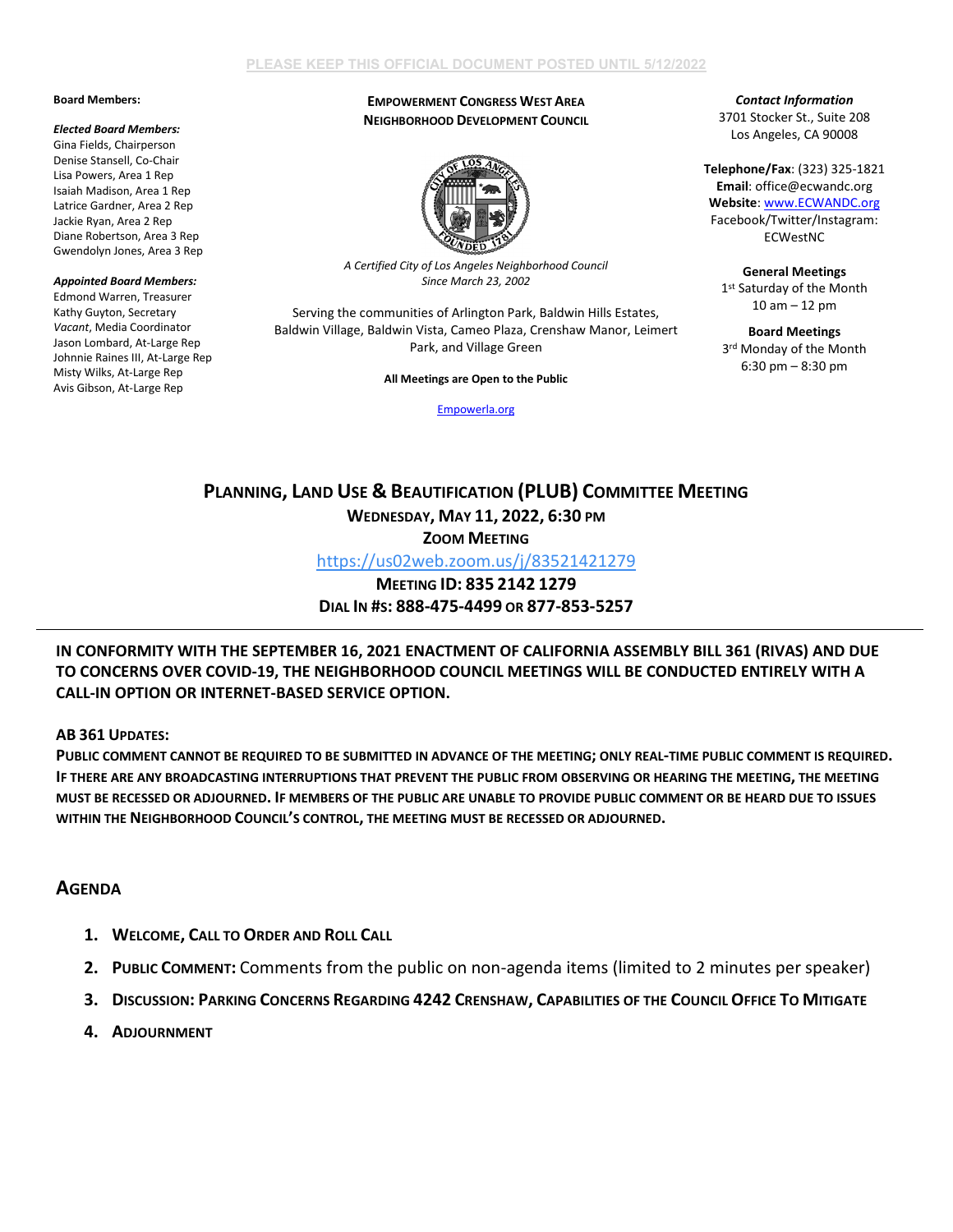PLEASE KEEP THIS OFFICIAL DOCUMENT POSTED UNTIL 5/12/2022

**Board Members:**

***Elected Board Members:***
Gina Fields, Chairperson
Denise Stansell, Co-Chair
Lisa Powers, Area 1 Rep
Isaiah Madison, Area 1 Rep
Latrice Gardner, Area 2 Rep
Jackie Ryan, Area 2 Rep
Diane Robertson, Area 3 Rep
Gwendolyn Jones, Area 3 Rep

***Appointed Board Members:***
Edmond Warren, Treasurer
Kathy Guyton, Secretary
*Vacant*, Media Coordinator
Jason Lombard, At-Large Rep
Johnnie Raines III, At-Large Rep
Misty Wilks, At-Large Rep
Avis Gibson, At-Large Rep

**EMPOWERMENT CONGRESS WEST AREA NEIGHBORHOOD DEVELOPMENT COUNCIL**

*A Certified City of Los Angeles Neighborhood Council Since March 23, 2002*

Serving the communities of Arlington Park, Baldwin Hills Estates, Baldwin Village, Baldwin Vista, Cameo Plaza, Crenshaw Manor, Leimert Park, and Village Green

**All Meetings are Open to the Public**

Empowerla.org

***Contact Information***
3701 Stocker St., Suite 208
Los Angeles, CA 90008

**Telephone/Fax**: (323) 325-1821
**Email**: office@ecwandc.org
**Website**: www.ECWANDC.org
Facebook/Twitter/Instagram: ECWestNC

**General Meetings**
1st Saturday of the Month
10 am – 12 pm

**Board Meetings**
3rd Monday of the Month
6:30 pm – 8:30 pm

# PLANNING, LAND USE & BEAUTIFICATION (PLUB) COMMITTEE MEETING

**WEDNESDAY, MAY 11, 2022, 6:30 PM**

**ZOOM MEETING**

https://us02web.zoom.us/j/83521421279

**MEETING ID: 835 2142 1279**

**DIAL IN #S: 888-475-4499 OR 877-853-5257**

---

**IN CONFORMITY WITH THE SEPTEMBER 16, 2021 ENACTMENT OF CALIFORNIA ASSEMBLY BILL 361 (RIVAS) AND DUE TO CONCERNS OVER COVID-19, THE NEIGHBORHOOD COUNCIL MEETINGS WILL BE CONDUCTED ENTIRELY WITH A CALL-IN OPTION OR INTERNET-BASED SERVICE OPTION.**

**AB 361 UPDATES:**

**PUBLIC COMMENT CANNOT BE REQUIRED TO BE SUBMITTED IN ADVANCE OF THE MEETING; ONLY REAL-TIME PUBLIC COMMENT IS REQUIRED. IF THERE ARE ANY BROADCASTING INTERRUPTIONS THAT PREVENT THE PUBLIC FROM OBSERVING OR HEARING THE MEETING, THE MEETING MUST BE RECESSED OR ADJOURNED. IF MEMBERS OF THE PUBLIC ARE UNABLE TO PROVIDE PUBLIC COMMENT OR BE HEARD DUE TO ISSUES WITHIN THE NEIGHBORHOOD COUNCIL'S CONTROL, THE MEETING MUST BE RECESSED OR ADJOURNED.**

## AGENDA

1. **WELCOME, CALL TO ORDER AND ROLL CALL**
2. **PUBLIC COMMENT:** Comments from the public on non-agenda items (limited to 2 minutes per speaker)
3. **DISCUSSION: PARKING CONCERNS REGARDING 4242 CRENSHAW, CAPABILITIES OF THE COUNCIL OFFICE TO MITIGATE**
4. **ADJOURNMENT**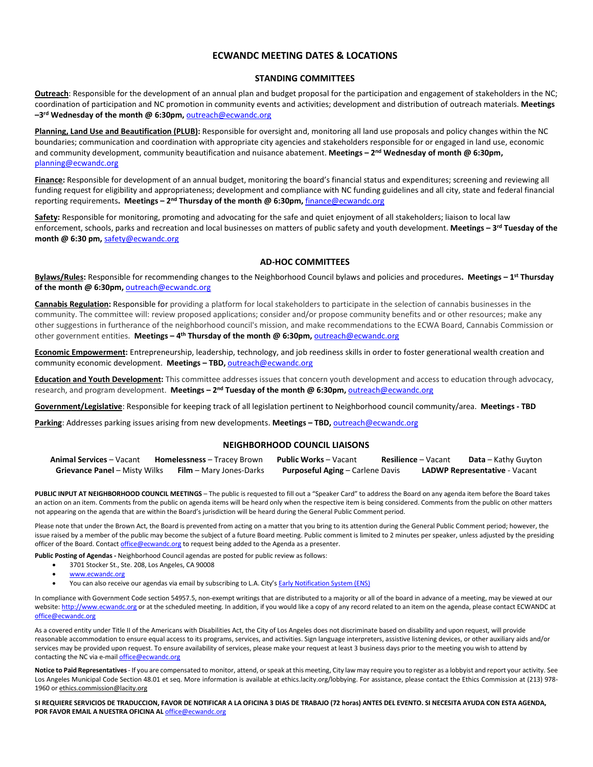## ECWANDC MEETING DATES & LOCATIONS

### STANDING COMMITTEES

**Outreach**: Responsible for the development of an annual plan and budget proposal for the participation and engagement of stakeholders in the NC; coordination of participation and NC promotion in community events and activities; development and distribution of outreach materials. **Meetings –3rd Wednesday of the month @ 6:30pm,** outreach@ecwandc.org

**Planning, Land Use and Beautification (PLUB):** Responsible for oversight and, monitoring all land use proposals and policy changes within the NC boundaries; communication and coordination with appropriate city agencies and stakeholders responsible for or engaged in land use, economic and community development, community beautification and nuisance abatement. **Meetings – 2nd Wednesday of month @ 6:30pm,** planning@ecwandc.org

**Finance:** Responsible for development of an annual budget, monitoring the board's financial status and expenditures; screening and reviewing all funding request for eligibility and appropriateness; development and compliance with NC funding guidelines and all city, state and federal financial reporting requirements**. Meetings – 2nd Thursday of the month @ 6:30pm,** finance@ecwandc.org

**Safety:** Responsible for monitoring, promoting and advocating for the safe and quiet enjoyment of all stakeholders; liaison to local law enforcement, schools, parks and recreation and local businesses on matters of public safety and youth development. **Meetings – 3rd Tuesday of the month @ 6:30 pm,** safety@ecwandc.org

### AD-HOC COMMITTEES

**Bylaws/Rules:** Responsible for recommending changes to the Neighborhood Council bylaws and policies and procedures**. Meetings – 1st Thursday of the month @ 6:30pm,** outreach@ecwandc.org

**Cannabis Regulation:** Responsible for providing a platform for local stakeholders to participate in the selection of cannabis businesses in the community. The committee will: review proposed applications; consider and/or propose community benefits and or other resources; make any other suggestions in furtherance of the neighborhood council's mission, and make recommendations to the ECWA Board, Cannabis Commission or other government entities. **Meetings – 4th Thursday of the month @ 6:30pm,** outreach@ecwandc.org

**Economic Empowerment:** Entrepreneurship, leadership, technology, and job reediness skills in order to foster generational wealth creation and community economic development. **Meetings – TBD,** outreach@ecwandc.org

**Education and Youth Development:** This committee addresses issues that concern youth development and access to education through advocacy, research, and program development. **Meetings – 2nd Tuesday of the month @ 6:30pm,** outreach@ecwandc.org

**Government/Legislative**: Responsible for keeping track of all legislation pertinent to Neighborhood council community/area. **Meetings - TBD**

**Parking**: Addresses parking issues arising from new developments. **Meetings – TBD,** outreach@ecwandc.org

### NEIGHBORHOOD COUNCIL LIAISONS

**Animal Services** – Vacant **Homelessness** – Tracey Brown **Public Works** – Vacant **Resilience** – Vacant **Data** – Kathy Guyton
**Grievance Panel** – Misty Wilks **Film** – Mary Jones-Darks **Purposeful Aging** – Carlene Davis **LADWP Representative** - Vacant

**PUBLIC INPUT AT NEIGHBORHOOD COUNCIL MEETINGS** – The public is requested to fill out a "Speaker Card" to address the Board on any agenda item before the Board takes an action on an item. Comments from the public on agenda items will be heard only when the respective item is being considered. Comments from the public on other matters not appearing on the agenda that are within the Board's jurisdiction will be heard during the General Public Comment period.

Please note that under the Brown Act, the Board is prevented from acting on a matter that you bring to its attention during the General Public Comment period; however, the issue raised by a member of the public may become the subject of a future Board meeting. Public comment is limited to 2 minutes per speaker, unless adjusted by the presiding officer of the Board. Contact office@ecwandc.org to request being added to the Agenda as a presenter.

**Public Posting of Agendas -** Neighborhood Council agendas are posted for public review as follows:

- 3701 Stocker St., Ste. 208, Los Angeles, CA 90008
- www.ecwandc.org
- You can also receive our agendas via email by subscribing to L.A. City's Early Notification System (ENS)

In compliance with Government Code section 54957.5, non-exempt writings that are distributed to a majority or all of the board in advance of a meeting, may be viewed at our website: http://www.ecwandc.org or at the scheduled meeting. In addition, if you would like a copy of any record related to an item on the agenda, please contact ECWANDC at office@ecwandc.org

As a covered entity under Title II of the Americans with Disabilities Act, the City of Los Angeles does not discriminate based on disability and upon request, will provide reasonable accommodation to ensure equal access to its programs, services, and activities. Sign language interpreters, assistive listening devices, or other auxiliary aids and/or services may be provided upon request. To ensure availability of services, please make your request at least 3 business days prior to the meeting you wish to attend by contacting the NC via e-mail office@ecwandc.org

**Notice to Paid Representatives** - If you are compensated to monitor, attend, or speak at this meeting, City law may require you to register as a lobbyist and report your activity. See Los Angeles Municipal Code Section 48.01 et seq. More information is available at ethics.lacity.org/lobbying. For assistance, please contact the Ethics Commission at (213) 978-1960 or ethics.commission@lacity.org

**SI REQUIERE SERVICIOS DE TRADUCCION, FAVOR DE NOTIFICAR A LA OFICINA 3 DIAS DE TRABAJO (72 horas) ANTES DEL EVENTO. SI NECESITA AYUDA CON ESTA AGENDA, POR FAVOR EMAIL A NUESTRA OFICINA AL** office@ecwandc.org